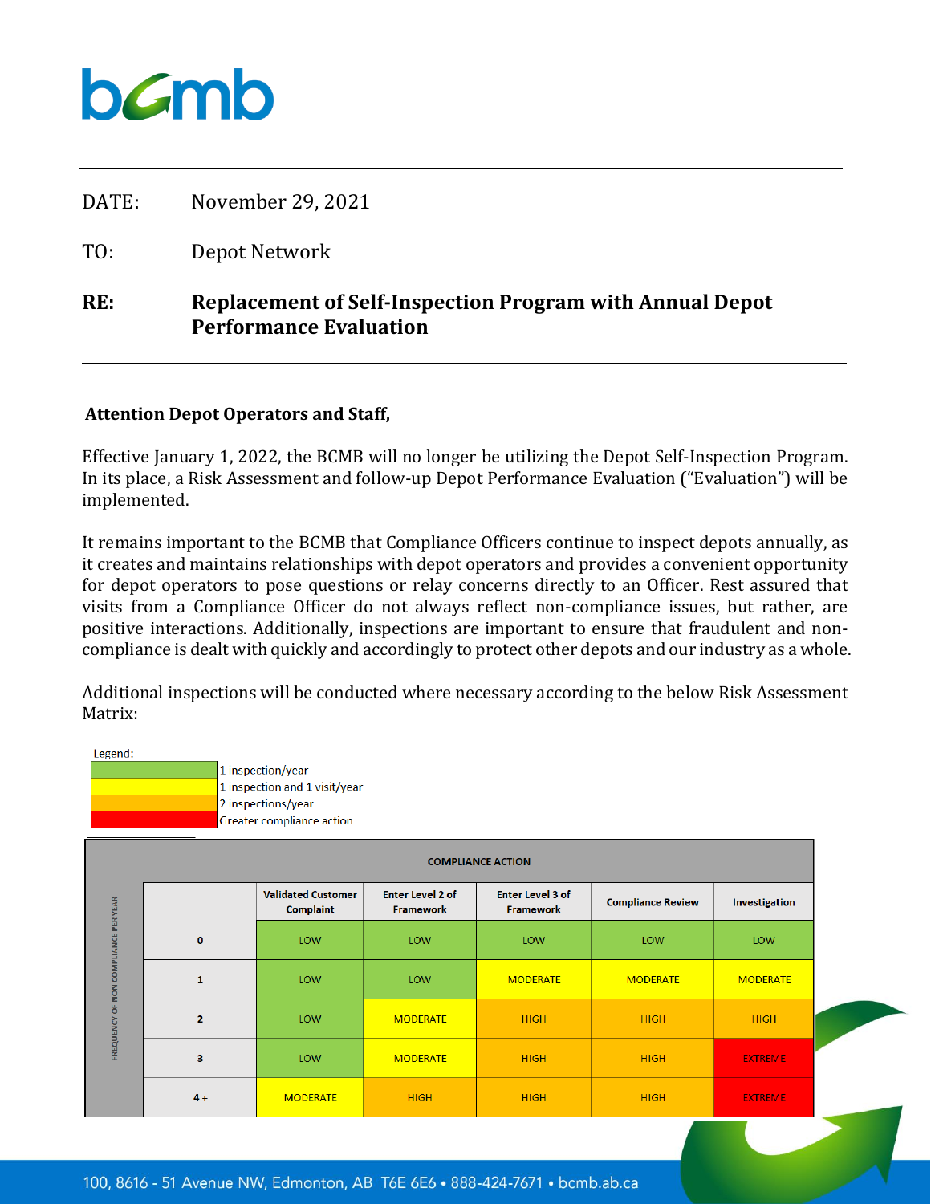DATE: November 29, 2021

TO: Depot Network

**RE: Replacement of Self-Inspection Program with Annual Depot Performance Evaluation**

**Attention Depot Operators and Staff,**

Effective January 1, 2022, the BCMB will no longer be utilizing the Depot Self-Inspection Program. In its place, a Risk Assessment and follow-up Depot Performance Evaluation ("Evaluation") will be implemented.

It remains important to the BCMB that Compliance Officers continue to inspect depots annually, as it creates and maintains relationships with depot operators and provides a convenient opportunity for depot operators to pose questions or relay concerns directly to an Officer. Rest assured that visits from a Compliance Officer do not always reflect non-compliance issues, but rather, are positive interactions. Additionally, inspections are important to ensure that fraudulent and non-compliance is dealt with quickly and accordingly to protect other depots and our industry as a whole.

Additional inspections will be conducted where necessary according to the below Risk Assessment Matrix:

Legend:

| Colour | Meaning |
|---|---|
| Green | 1 inspection/year |
| Yellow | 1 inspection and 1 visit/year |
| Orange | 2 inspections/year |
| Red | Greater compliance action |

| FREQUENCY OF NON COMPLIANCE PER YEAR | COMPLIANCE ACTION | | | | |
|---|---|---|---|---|---|
| | Validated Customer Complaint | Enter Level 2 of Framework | Enter Level 3 of Framework | Compliance Review | Investigation |
| 0 | LOW | LOW | LOW | LOW | LOW |
| 1 | LOW | LOW | MODERATE | MODERATE | MODERATE |
| 2 | LOW | MODERATE | HIGH | HIGH | HIGH |
| 3 | LOW | MODERATE | HIGH | HIGH | EXTREME |
| 4 + | MODERATE | HIGH | HIGH | HIGH | EXTREME |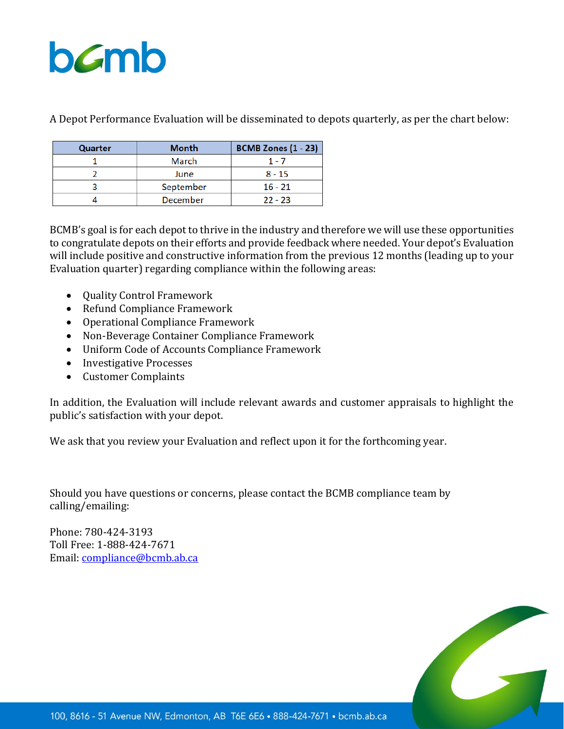A Depot Performance Evaluation will be disseminated to depots quarterly, as per the chart below:

| Quarter | Month | BCMB Zones (1 - 23) |
|---|---|---|
| 1 | March | 1 - 7 |
| 2 | June | 8 - 15 |
| 3 | September | 16 - 21 |
| 4 | December | 22 - 23 |

BCMB's goal is for each depot to thrive in the industry and therefore we will use these opportunities to congratulate depots on their efforts and provide feedback where needed. Your depot's Evaluation will include positive and constructive information from the previous 12 months (leading up to your Evaluation quarter) regarding compliance within the following areas:

- Quality Control Framework
- Refund Compliance Framework
- Operational Compliance Framework
- Non-Beverage Container Compliance Framework
- Uniform Code of Accounts Compliance Framework
- Investigative Processes
- Customer Complaints

In addition, the Evaluation will include relevant awards and customer appraisals to highlight the public's satisfaction with your depot.

We ask that you review your Evaluation and reflect upon it for the forthcoming year.

Should you have questions or concerns, please contact the BCMB compliance team by calling/emailing:

Phone: 780-424-3193
Toll Free: 1-888-424-7671
Email: compliance@bcmb.ab.ca